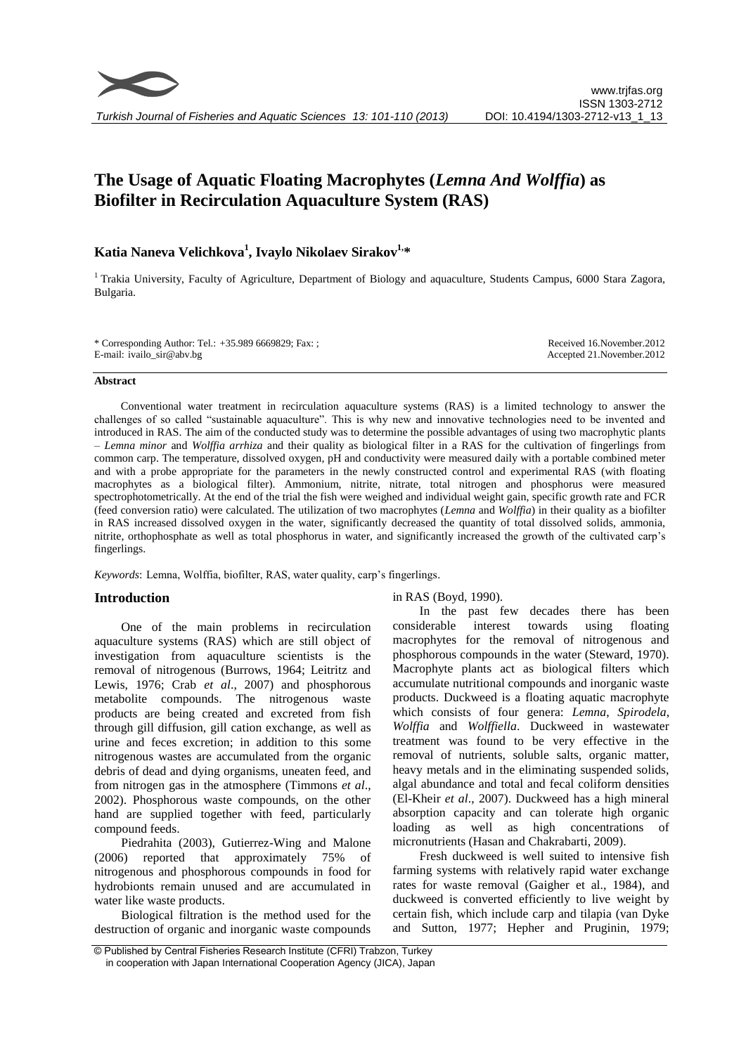# The Usage of Aquatic Floating Macrophytes (*Lemna And Wolffia*) as Biofilter in Recirculation Aquaculture System (RAS)

**Katia Naneva Velichkova[1], Ivaylo Nikolaev Sirakov[1,*]**

[1] Trakia University, Faculty of Agriculture, Department of Biology and aquaculture, Students Campus, 6000 Stara Zagora, Bulgaria.

\* Corresponding Author: Tel.: +35.989 6669829; Fax: ;
E-mail: ivailo_sir@abv.bg

Received 16.November.2012
Accepted 21.November.2012

### Abstract

Conventional water treatment in recirculation aquaculture systems (RAS) is a limited technology to answer the challenges of so called "sustainable aquaculture". This is why new and innovative technologies need to be invented and introduced in RAS. The aim of the conducted study was to determine the possible advantages of using two macrophytic plants – *Lemna minor* and *Wolffia arrhiza* and their quality as biological filter in a RAS for the cultivation of fingerlings from common carp. The temperature, dissolved oxygen, pH and conductivity were measured daily with a portable combined meter and with a probe appropriate for the parameters in the newly constructed control and experimental RAS (with floating macrophytes as a biological filter). Ammonium, nitrite, nitrate, total nitrogen and phosphorus were measured spectrophotometrically. At the end of the trial the fish were weighed and individual weight gain, specific growth rate and FCR (feed conversion ratio) were calculated. The utilization of two macrophytes (*Lemna* and *Wolffia*) in their quality as a biofilter in RAS increased dissolved oxygen in the water, significantly decreased the quantity of total dissolved solids, ammonia, nitrite, orthophosphate as well as total phosphorus in water, and significantly increased the growth of the cultivated carp's fingerlings.

*Keywords*: Lemna, Wolffia, biofilter, RAS, water quality, carp's fingerlings.

## Introduction

One of the main problems in recirculation aquaculture systems (RAS) which are still object of investigation from aquaculture scientists is the removal of nitrogenous (Burrows, 1964; Leitritz and Lewis, 1976; Crab *et al*., 2007) and phosphorous metabolite compounds. The nitrogenous waste products are being created and excreted from fish through gill diffusion, gill cation exchange, as well as urine and feces excretion; in addition to this some nitrogenous wastes are accumulated from the organic debris of dead and dying organisms, uneaten feed, and from nitrogen gas in the atmosphere (Timmons *et al*., 2002). Phosphorous waste compounds, on the other hand are supplied together with feed, particularly compound feeds.

Piedrahita (2003), Gutierrez-Wing and Malone (2006) reported that approximately 75% of nitrogenous and phosphorous compounds in food for hydrobionts remain unused and are accumulated in water like waste products.

Biological filtration is the method used for the destruction of organic and inorganic waste compounds in RAS (Boyd, 1990).

In the past few decades there has been considerable interest towards using floating macrophytes for the removal of nitrogenous and phosphorous compounds in the water (Steward, 1970). Macrophyte plants act as biological filters which accumulate nutritional compounds and inorganic waste products. Duckweed is a floating aquatic macrophyte which consists of four genera: *Lemna*, *Spirodela*, *Wolffia* and *Wolffiella*. Duckweed in wastewater treatment was found to be very effective in the removal of nutrients, soluble salts, organic matter, heavy metals and in the eliminating suspended solids, algal abundance and total and fecal coliform densities (El-Kheir *et al*., 2007). Duckweed has a high mineral absorption capacity and can tolerate high organic loading as well as high concentrations of micronutrients (Hasan and Chakrabarti, 2009).

Fresh duckweed is well suited to intensive fish farming systems with relatively rapid water exchange rates for waste removal (Gaigher et al., 1984), and duckweed is converted efficiently to live weight by certain fish, which include carp and tilapia (van Dyke and Sutton, 1977; Hepher and Pruginin, 1979;

© Published by Central Fisheries Research Institute (CFRI) Trabzon, Turkey in cooperation with Japan International Cooperation Agency (JICA), Japan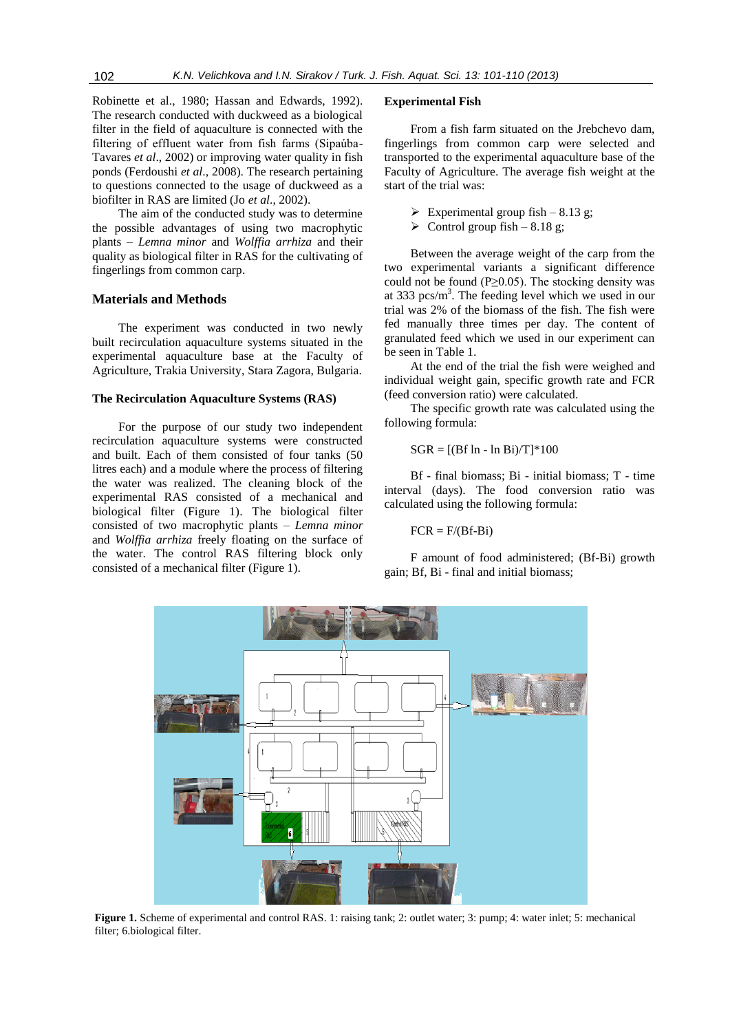Robinette et al., 1980; Hassan and Edwards, 1992). The research conducted with duckweed as a biological filter in the field of aquaculture is connected with the filtering of effluent water from fish farms (Sipaúba-Tavares *et al*., 2002) or improving water quality in fish ponds (Ferdoushi *et al*., 2008). The research pertaining to questions connected to the usage of duckweed as a biofilter in RAS are limited (Jo *et al*., 2002).

The aim of the conducted study was to determine the possible advantages of using two macrophytic plants – *Lemna minor* and *Wolffia arrhiza* and their quality as biological filter in RAS for the cultivating of fingerlings from common carp.

## Materials and Methods

The experiment was conducted in two newly built recirculation aquaculture systems situated in the experimental aquaculture base at the Faculty of Agriculture, Trakia University, Stara Zagora, Bulgaria.

### The Recirculation Aquaculture Systems (RAS)

For the purpose of our study two independent recirculation aquaculture systems were constructed and built. Each of them consisted of four tanks (50 litres each) and a module where the process of filtering the water was realized. The cleaning block of the experimental RAS consisted of a mechanical and biological filter (Figure 1). The biological filter consisted of two macrophytic plants – *Lemna minor* and *Wolffia arrhiza* freely floating on the surface of the water. The control RAS filtering block only consisted of a mechanical filter (Figure 1).

### Experimental Fish

From a fish farm situated on the Jrebchevo dam, fingerlings from common carp were selected and transported to the experimental aquaculture base of the Faculty of Agriculture. The average fish weight at the start of the trial was:

- Experimental group fish – 8.13 g;
- Control group fish – 8.18 g;

Between the average weight of the carp from the two experimental variants a significant difference could not be found ($P \geq 0.05$). The stocking density was at 333 pcs/m$^3$. The feeding level which we used in our trial was 2% of the biomass of the fish. The fish were fed manually three times per day. The content of granulated feed which we used in our experiment can be seen in Table 1.

At the end of the trial the fish were weighed and individual weight gain, specific growth rate and FCR (feed conversion ratio) were calculated.

The specific growth rate was calculated using the following formula:

$$SGR = [(Bf \ln - \ln Bi)/T]*100$$

Bf - final biomass; Bi - initial biomass; T - time interval (days). The food conversion ratio was calculated using the following formula:

$$FCR = F/(Bf\text{-}Bi)$$

F amount of food administered; (Bf-Bi) growth gain; Bf, Bi - final and initial biomass;

**Figure 1.** Scheme of experimental and control RAS. 1: raising tank; 2: outlet water; 3: pump; 4: water inlet; 5: mechanical filter; 6.biological filter.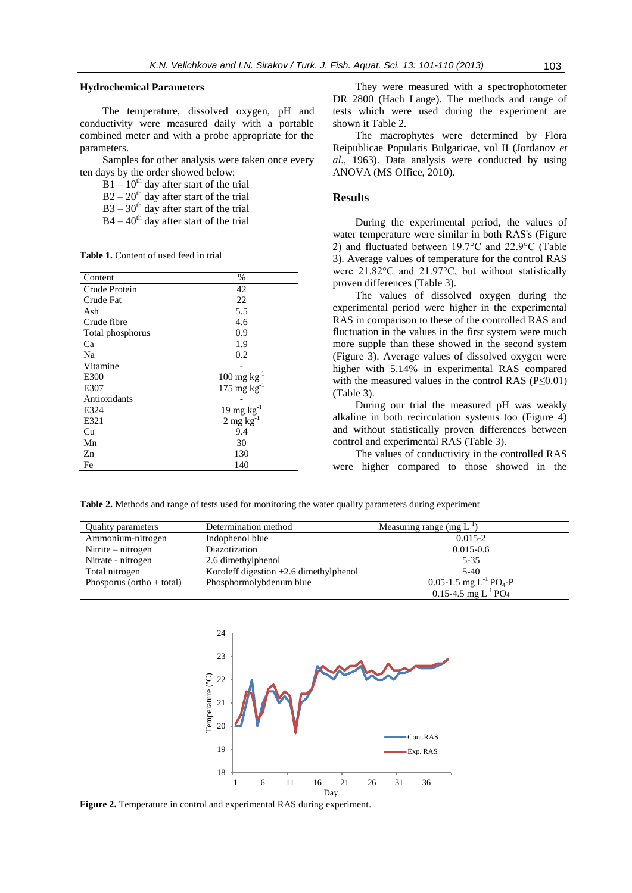### Hydrochemical Parameters

The temperature, dissolved oxygen, pH and conductivity were measured daily with a portable combined meter and with a probe appropriate for the parameters.

Samples for other analysis were taken once every ten days by the order showed below:

B1 – 10[th] day after start of the trial
B2 – 20[th] day after start of the trial
B3 – 30[th] day after start of the trial
B4 – 40[th] day after start of the trial

**Table 1.** Content of used feed in trial

| Content | % |
|---|---|
| Crude Protein | 42 |
| Crude Fat | 22 |
| Ash | 5.5 |
| Crude fibre | 4.6 |
| Total phosphorus | 0.9 |
| Ca | 1.9 |
| Na | 0.2 |
| Vitamine | - |
| E300 | 100 mg $kg^{-1}$ |
| E307 | 175 mg $kg^{-1}$ |
| Antioxidants | - |
| E324 | 19 mg $kg^{-1}$ |
| E321 | 2 mg $kg^{-1}$ |
| Cu | 9.4 |
| Mn | 30 |
| Zn | 130 |
| Fe | 140 |

They were measured with a spectrophotometer DR 2800 (Hach Lange). The methods and range of tests which were used during the experiment are shown it Table 2.

The macrophytes were determined by Flora Reipublicae Popularis Bulgaricae, vol II (Jordanov *et al*., 1963). Data analysis were conducted by using ANOVA (MS Office, 2010).

## Results

During the experimental period, the values of water temperature were similar in both RAS's (Figure 2) and fluctuated between 19.7°C and 22.9°C (Table 3). Average values of temperature for the control RAS were 21.82°C and 21.97°C, but without statistically proven differences (Table 3).

The values of dissolved oxygen during the experimental period were higher in the experimental RAS in comparison to these of the controlled RAS and fluctuation in the values in the first system were much more supple than these showed in the second system (Figure 3). Average values of dissolved oxygen were higher with 5.14% in experimental RAS compared with the measured values in the control RAS ($P \leq 0.01$) (Table 3).

During our trial the measured pH was weakly alkaline in both recirculation systems too (Figure 4) and without statistically proven differences between control and experimental RAS (Table 3).

The values of conductivity in the controlled RAS were higher compared to those showed in the

**Table 2.** Methods and range of tests used for monitoring the water quality parameters during experiment

| Quality parameters | Determination method | Measuring range (mg $L^{-1}$) |
|---|---|---|
| Ammonium-nitrogen | Indophenol blue | 0.015-2 |
| Nitrite – nitrogen | Diazotization | 0.015-0.6 |
| Nitrate - nitrogen | 2.6 dimethylphenol | 5-35 |
| Total nitrogen | Koroleff digestion +2.6 dimethylphenol | 5-40 |
| Phosporus (ortho + total) | Phosphormolybdenum blue | 0.05-1.5 mg $L^{-1}$ $PO_4$-P<br>0.15-4.5 mg $L^{-1}$ $PO_4$ |

**Figure 2.** Temperature in control and experimental RAS during experiment.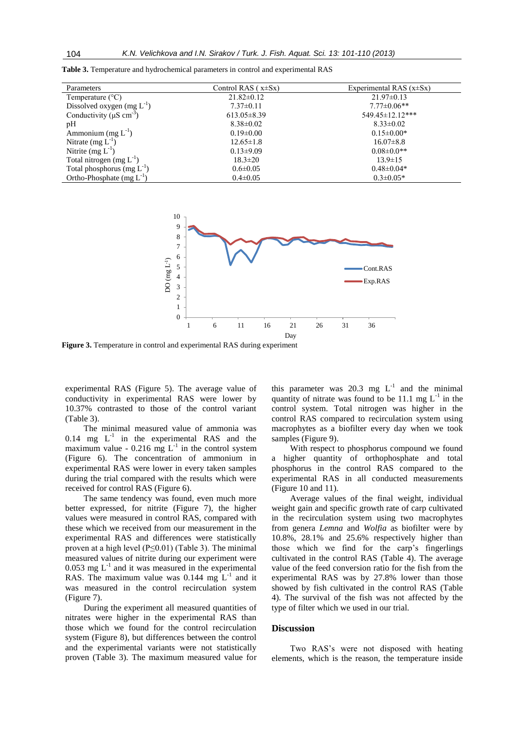**Table 3.** Temperature and hydrochemical parameters in control and experimental RAS

| Parameters | Control RAS ( x±Sx) | Experimental RAS (x±Sx) |
|---|---|---|
| Temperature (°C) | 21.82±0.12 | 21.97±0.13 |
| Dissolved oxygen (mg $L^{-1}$) | 7.37±0.11 | 7.77±0.06** |
| Conductivity (µS $cm^{-3}$) | 613.05±8.39 | 549.45±12.12*** |
| pH | 8.38±0.02 | 8.33±0.02 |
| Ammonium (mg $L^{-1}$) | 0.19±0.00 | 0.15±0.00* |
| Nitrate (mg $L^{-1}$) | 12.65±1.8 | 16.07±8.8 |
| Nitrite (mg $L^{-1}$) | 0.13±9.09 | 0.08±0.0** |
| Total nitrogen (mg $L^{-1}$) | 18.3±20 | 13.9±15 |
| Total phosphorus (mg $L^{-1}$) | 0.6±0.05 | 0.48±0.04* |
| Ortho-Phosphate (mg $L^{-1}$) | 0.4±0.05 | 0.3±0.05* |

**Figure 3.** Temperature in control and experimental RAS during experiment

experimental RAS (Figure 5). The average value of conductivity in experimental RAS were lower by 10.37% contrasted to those of the control variant (Table 3).

The minimal measured value of ammonia was 0.14 mg $L^{-1}$ in the experimental RAS and the maximum value - 0.216 mg $L^{-1}$ in the control system (Figure 6). The concentration of ammonium in experimental RAS were lower in every taken samples during the trial compared with the results which were received for control RAS (Figure 6).

The same tendency was found, even much more better expressed, for nitrite (Figure 7), the higher values were measured in control RAS, compared with these which we received from our measurement in the experimental RAS and differences were statistically proven at a high level ($P \leq 0.01$) (Table 3). The minimal measured values of nitrite during our experiment were 0.053 mg $L^{-1}$ and it was measured in the experimental RAS. The maximum value was 0.144 mg $L^{-1}$ and it was measured in the control recirculation system (Figure 7).

During the experiment all measured quantities of nitrates were higher in the experimental RAS than those which we found for the control recirculation system (Figure 8), but differences between the control and the experimental variants were not statistically proven (Table 3). The maximum measured value for this parameter was 20.3 mg $L^{-1}$ and the minimal quantity of nitrate was found to be 11.1 mg $L^{-1}$ in the control system. Total nitrogen was higher in the control RAS compared to recirculation system using macrophytes as a biofilter every day when we took samples (Figure 9).

With respect to phosphorus compound we found a higher quantity of orthophosphate and total phosphorus in the control RAS compared to the experimental RAS in all conducted measurements (Figure 10 and 11).

Average values of the final weight, individual weight gain and specific growth rate of carp cultivated in the recirculation system using two macrophytes from genera *Lemna* and *Wolfia* as biofilter were by 10.8%, 28.1% and 25.6% respectively higher than those which we find for the carp's fingerlings cultivated in the control RAS (Table 4). The average value of the feed conversion ratio for the fish from the experimental RAS was by 27.8% lower than those showed by fish cultivated in the control RAS (Table 4). The survival of the fish was not affected by the type of filter which we used in our trial.

## Discussion

Two RAS's were not disposed with heating elements, which is the reason, the temperature inside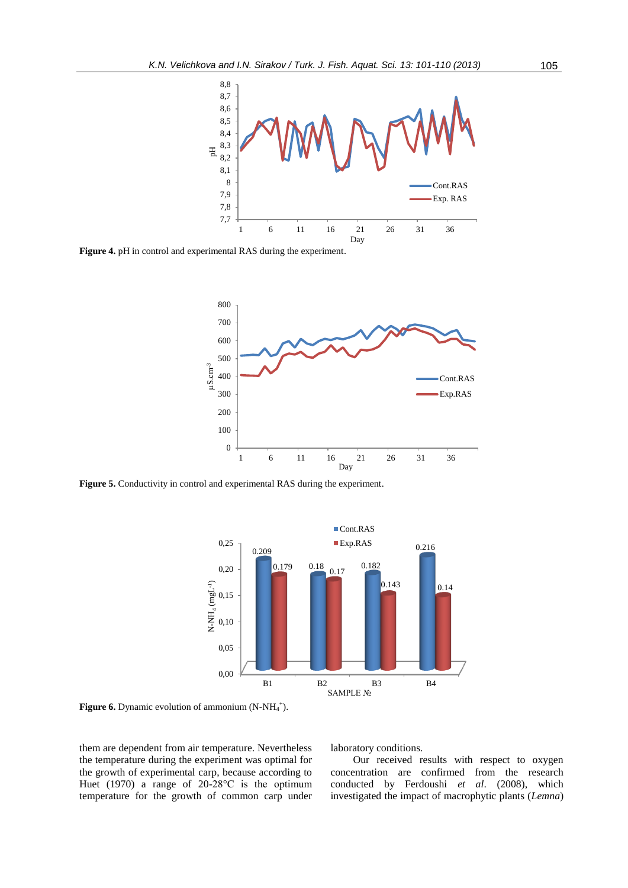**Figure 4.** pH in control and experimental RAS during the experiment.

**Figure 5.** Conductivity in control and experimental RAS during the experiment.

**Figure 6.** Dynamic evolution of ammonium ($N\text{-}NH_4^+$).

them are dependent from air temperature. Nevertheless the temperature during the experiment was optimal for the growth of experimental carp, because according to Huet (1970) a range of 20-28°C is the optimum temperature for the growth of common carp under laboratory conditions.

Our received results with respect to oxygen concentration are confirmed from the research conducted by Ferdoushi *et al*. (2008), which investigated the impact of macrophytic plants (*Lemna*)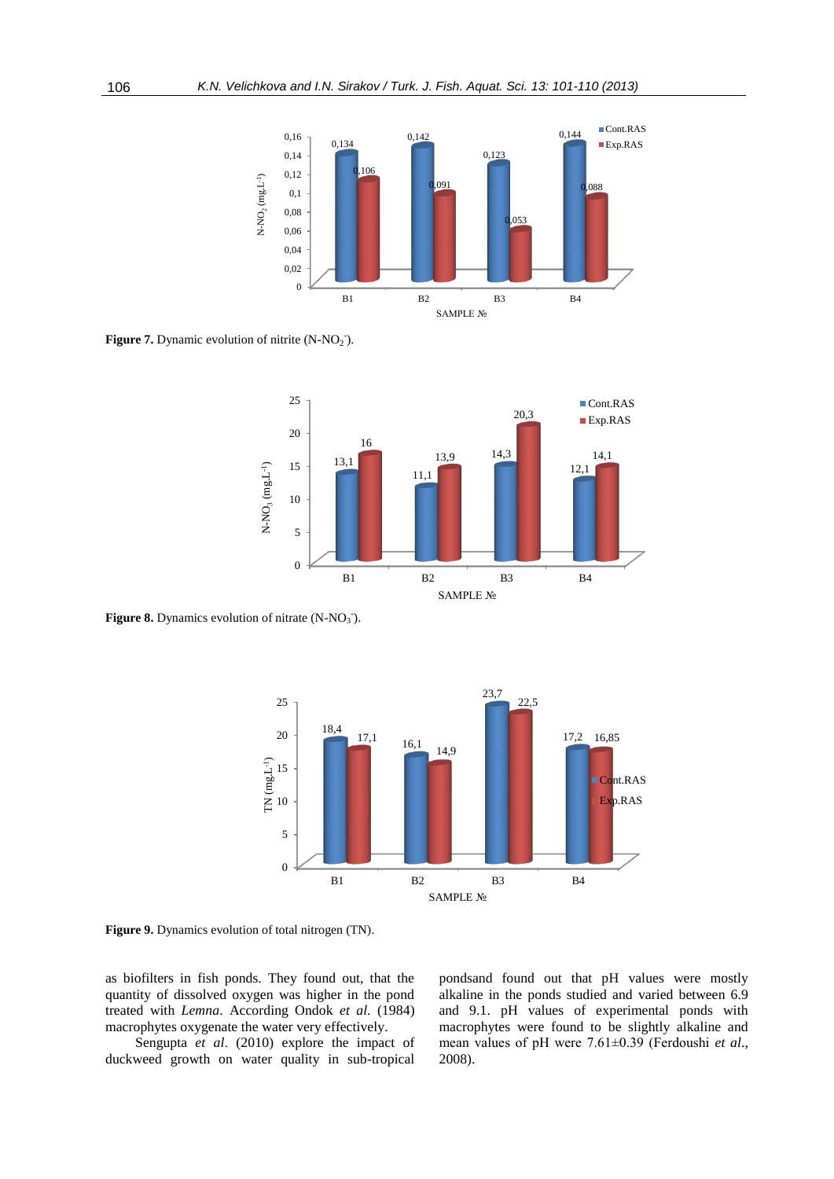**Figure 7.** Dynamic evolution of nitrite ($N\text{-}NO_2^-$).

**Figure 8.** Dynamics evolution of nitrate ($N\text{-}NO_3^-$).

**Figure 9.** Dynamics evolution of total nitrogen (TN).

as biofilters in fish ponds. They found out, that the quantity of dissolved oxygen was higher in the pond treated with *Lemna*. According Ondok *et al.* (1984) macrophytes oxygenate the water very effectively.

Sengupta *et al*. (2010) explore the impact of duckweed growth on water quality in sub-tropical pondsand found out that pH values were mostly alkaline in the ponds studied and varied between 6.9 and 9.1. pH values of experimental ponds with macrophytes were found to be slightly alkaline and mean values of pH were 7.61±0.39 (Ferdoushi *et al*., 2008).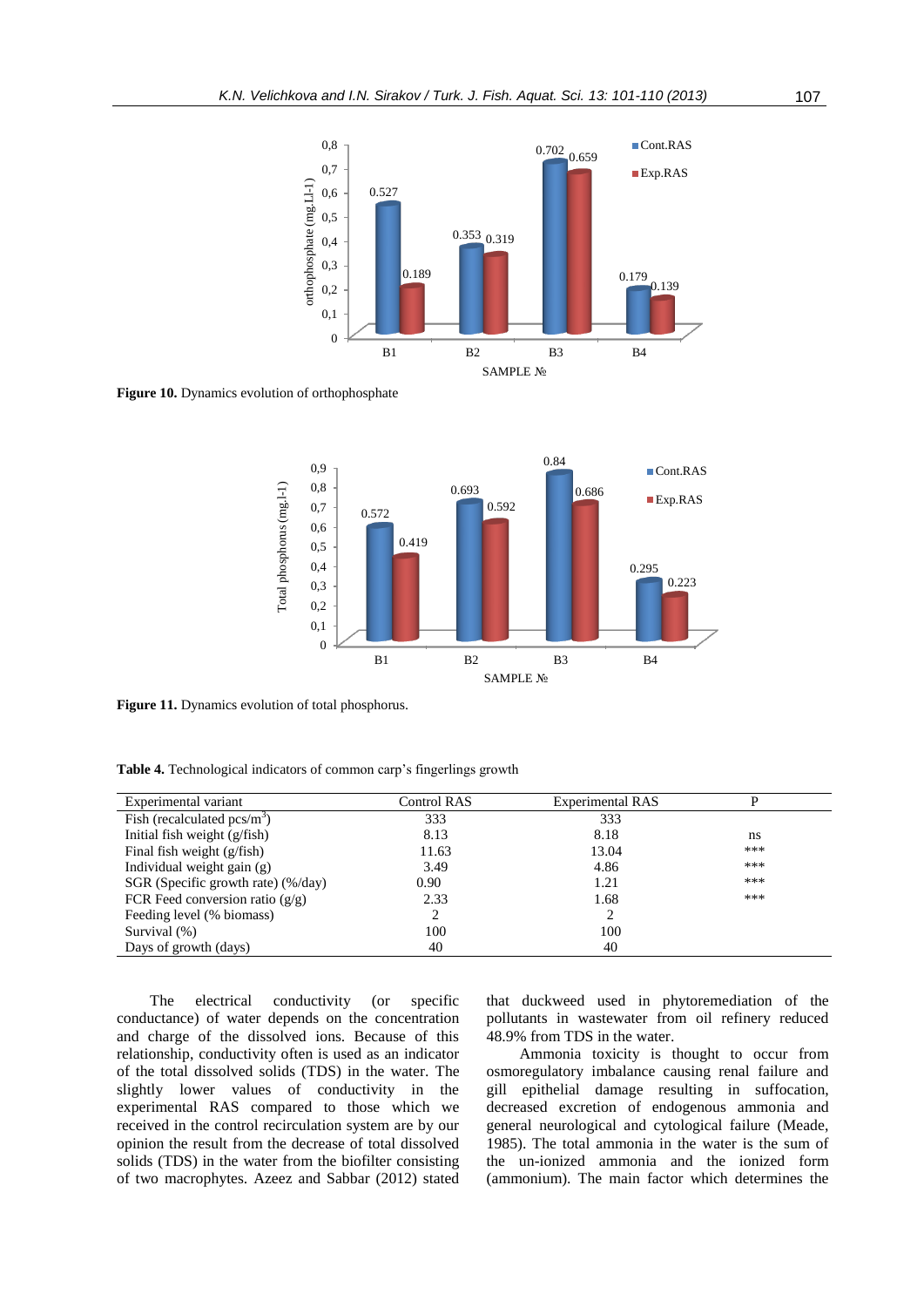Figure 10. Dynamics evolution of orthophosphate

Figure 11. Dynamics evolution of total phosphorus.

**Table 4.** Technological indicators of common carp's fingerlings growth

| Experimental variant | Control RAS | Experimental RAS | P |
|---|---|---|---|
| Fish (recalculated pcs/m$^3$) | 333 | 333 | |
| Initial fish weight (g/fish) | 8.13 | 8.18 | ns |
| Final fish weight (g/fish) | 11.63 | 13.04 | *** |
| Individual weight gain (g) | 3.49 | 4.86 | *** |
| SGR (Specific growth rate) (%/day) | 0.90 | 1.21 | *** |
| FCR Feed conversion ratio (g/g) | 2.33 | 1.68 | *** |
| Feeding level (% biomass) | 2 | 2 | |
| Survival (%) | 100 | 100 | |
| Days of growth (days) | 40 | 40 | |

The electrical conductivity (or specific conductance) of water depends on the concentration and charge of the dissolved ions. Because of this relationship, conductivity often is used as an indicator of the total dissolved solids (TDS) in the water. The slightly lower values of conductivity in the experimental RAS compared to those which we received in the control recirculation system are by our opinion the result from the decrease of total dissolved solids (TDS) in the water from the biofilter consisting of two macrophytes. Azeez and Sabbar (2012) stated that duckweed used in phytoremediation of the pollutants in wastewater from oil refinery reduced 48.9% from TDS in the water.

Ammonia toxicity is thought to occur from osmoregulatory imbalance causing renal failure and gill epithelial damage resulting in suffocation, decreased excretion of endogenous ammonia and general neurological and cytological failure (Meade, 1985). The total ammonia in the water is the sum of the un-ionized ammonia and the ionized form (ammonium). The main factor which determines the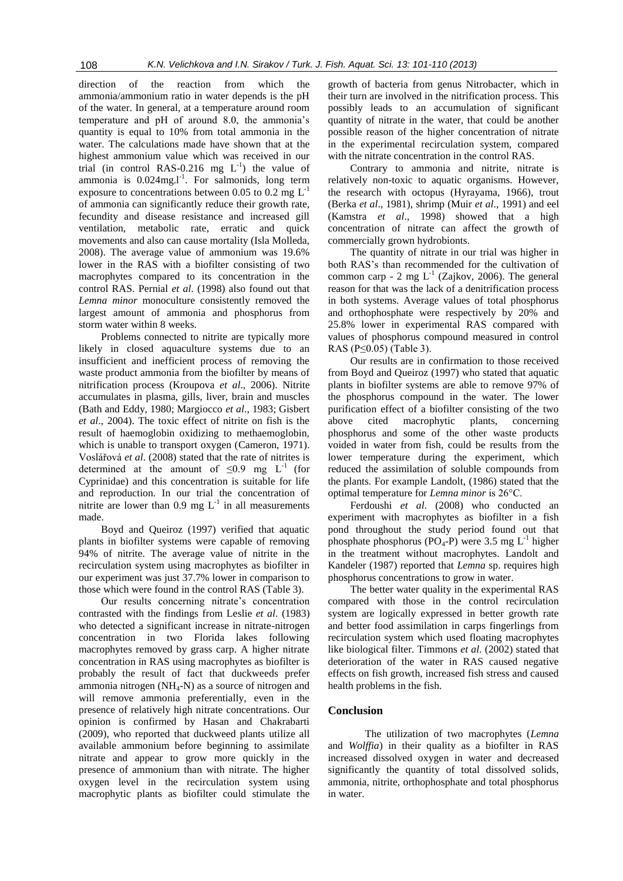direction of the reaction from which the ammonia/ammonium ratio in water depends is the pH of the water. In general, at a temperature around room temperature and pH of around 8.0, the ammonia's quantity is equal to 10% from total ammonia in the water. The calculations made have shown that at the highest ammonium value which was received in our trial (in control RAS-0.216 mg $L^{-1}$) the value of ammonia is 0.024mg.$l^{-1}$. For salmonids, long term exposure to concentrations between 0.05 to 0.2 mg $L^{-1}$ of ammonia can significantly reduce their growth rate, fecundity and disease resistance and increased gill ventilation, metabolic rate, erratic and quick movements and also can cause mortality (Isla Molleda, 2008). The average value of ammonium was 19.6% lower in the RAS with a biofilter consisting of two macrophytes compared to its concentration in the control RAS. Pernial *et al.* (1998) also found out that *Lemna minor* monoculture consistently removed the largest amount of ammonia and phosphorus from storm water within 8 weeks.

Problems connected to nitrite are typically more likely in closed aquaculture systems due to an insufficient and inefficient process of removing the waste product ammonia from the biofilter by means of nitrification process (Kroupova *et al*., 2006). Nitrite accumulates in plasma, gills, liver, brain and muscles (Bath and Eddy, 1980; Margiocco *et al*., 1983; Gisbert *et al*., 2004). The toxic effect of nitrite on fish is the result of haemoglobin oxidizing to methaemoglobin, which is unable to transport oxygen (Cameron, 1971). Vosláŕová *et al*. (2008) stated that the rate of nitrites is determined at the amount of ≤0.9 mg $L^{-1}$ (for Cyprinidae) and this concentration is suitable for life and reproduction. In our trial the concentration of nitrite are lower than 0.9 mg $L^{-1}$ in all measurements made.

Boyd and Queiroz (1997) verified that aquatic plants in biofilter systems were capable of removing 94% of nitrite. The average value of nitrite in the recirculation system using macrophytes as biofilter in our experiment was just 37.7% lower in comparison to those which were found in the control RAS (Table 3).

Our results concerning nitrate's concentration contrasted with the findings from Leslie *et al*. (1983) who detected a significant increase in nitrate-nitrogen concentration in two Florida lakes following macrophytes removed by grass carp. A higher nitrate concentration in RAS using macrophytes as biofilter is probably the result of fact that duckweeds prefer ammonia nitrogen ($NH_4$-N) as a source of nitrogen and will remove ammonia preferentially, even in the presence of relatively high nitrate concentrations. Our opinion is confirmed by Hasan and Chakrabarti (2009), who reported that duckweed plants utilize all available ammonium before beginning to assimilate nitrate and appear to grow more quickly in the presence of ammonium than with nitrate. The higher oxygen level in the recirculation system using macrophytic plants as biofilter could stimulate the growth of bacteria from genus Nitrobacter, which in their turn are involved in the nitrification process. This possibly leads to an accumulation of significant quantity of nitrate in the water, that could be another possible reason of the higher concentration of nitrate in the experimental recirculation system, compared with the nitrate concentration in the control RAS.

Contrary to ammonia and nitrite, nitrate is relatively non-toxic to aquatic organisms. However, the research with octopus (Hyrayama, 1966), trout (Berka *et al*., 1981), shrimp (Muir *et al*., 1991) and eel (Kamstra *et al*., 1998) showed that a high concentration of nitrate can affect the growth of commercially grown hydrobionts.

The quantity of nitrate in our trial was higher in both RAS's than recommended for the cultivation of common carp - 2 mg $L^{-1}$ (Zajkov, 2006). The general reason for that was the lack of a denitrification process in both systems. Average values of total phosphorus and orthophosphate were respectively by 20% and 25.8% lower in experimental RAS compared with values of phosphorus compound measured in control RAS ($P \leq 0.05$) (Table 3).

Our results are in confirmation to those received from Boyd and Queiroz (1997) who stated that aquatic plants in biofilter systems are able to remove 97% of the phosphorus compound in the water. The lower purification effect of a biofilter consisting of the two above cited macrophytic plants, concerning phosphorus and some of the other waste products voided in water from fish, could be results from the lower temperature during the experiment, which reduced the assimilation of soluble compounds from the plants. For example Landolt, (1986) stated that the optimal temperature for *Lemna minor* is 26°C.

Ferdoushi *et al*. (2008) who conducted an experiment with macrophytes as biofilter in a fish pond throughout the study period found out that phosphate phosphorus ($PO_4$-P) were 3.5 mg $L^{-1}$ higher in the treatment without macrophytes. Landolt and Kandeler (1987) reported that *Lemna* sp. requires high phosphorus concentrations to grow in water.

The better water quality in the experimental RAS compared with those in the control recirculation system are logically expressed in better growth rate and better food assimilation in carps fingerlings from recirculation system which used floating macrophytes like biological filter. Timmons *et al.* (2002) stated that deterioration of the water in RAS caused negative effects on fish growth, increased fish stress and caused health problems in the fish.

## Conclusion

The utilization of two macrophytes (*Lemna* and *Wolffia*) in their quality as a biofilter in RAS increased dissolved oxygen in water and decreased significantly the quantity of total dissolved solids, ammonia, nitrite, orthophosphate and total phosphorus in water.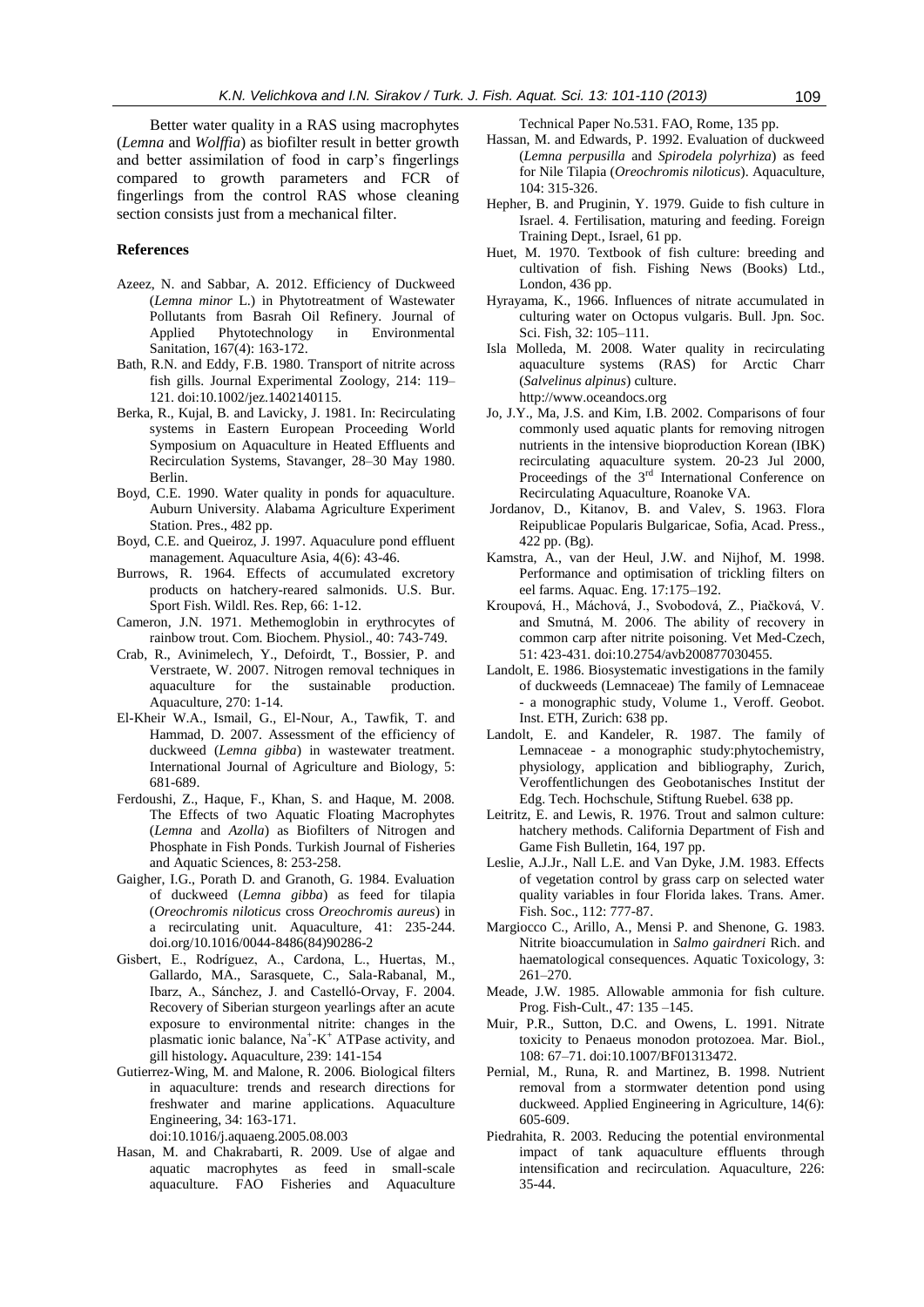Better water quality in a RAS using macrophytes (*Lemna* and *Wolffia*) as biofilter result in better growth and better assimilation of food in carp's fingerlings compared to growth parameters and FCR of fingerlings from the control RAS whose cleaning section consists just from a mechanical filter.

## References

Azeez, N. and Sabbar, A. 2012. Efficiency of Duckweed (*Lemna minor* L.) in Phytotreatment of Wastewater Pollutants from Basrah Oil Refinery. Journal of Applied Phytotechnology in Environmental Sanitation, 167(4): 163-172.

Bath, R.N. and Eddy, F.B. 1980. Transport of nitrite across fish gills. Journal Experimental Zoology, 214: 119–121. doi:10.1002/jez.1402140115.

Berka, R., Kujal, B. and Lavicky, J. 1981. In: Recirculating systems in Eastern European Proceeding World Symposium on Aquaculture in Heated Effluents and Recirculation Systems, Stavanger, 28–30 May 1980. Berlin.

Boyd, C.E. 1990. Water quality in ponds for aquaculture. Auburn University. Alabama Agriculture Experiment Station. Pres., 482 pp.

Boyd, C.E. and Queiroz, J. 1997. Aquaculure pond effluent management. Aquaculture Asia, 4(6): 43-46.

Burrows, R. 1964. Effects of accumulated excretory products on hatchery-reared salmonids. U.S. Bur. Sport Fish. Wildl. Res. Rep, 66: 1-12.

Cameron, J.N. 1971. Methemoglobin in erythrocytes of rainbow trout. Com. Biochem. Physiol., 40: 743-749.

Crab, R., Avinimelech, Y., Defoirdt, T., Bossier, P. and Verstraete, W. 2007. Nitrogen removal techniques in aquaculture for the sustainable production. Aquaculture, 270: 1-14.

El-Kheir W.A., Ismail, G., El-Nour, A., Tawfik, T. and Hammad, D. 2007. Assessment of the efficiency of duckweed (*Lemna gibba*) in wastewater treatment. International Journal of Agriculture and Biology, 5: 681-689.

Ferdoushi, Z., Haque, F., Khan, S. and Haque, M. 2008. The Effects of two Aquatic Floating Macrophytes (*Lemna* and *Azolla*) as Biofilters of Nitrogen and Phosphate in Fish Ponds. Turkish Journal of Fisheries and Aquatic Sciences, 8: 253-258.

Gaigher, I.G., Porath D. and Granoth, G. 1984. Evaluation of duckweed (*Lemna gibba*) as feed for tilapia (*Oreochromis niloticus* cross *Oreochromis aureus*) in a recirculating unit. Aquaculture, 41: 235-244. doi.org/10.1016/0044-8486(84)90286-2

Gisbert, E., Rodríguez, A., Cardona, L., Huertas, M., Gallardo, MA., Sarasquete, C., Sala-Rabanal, M., Ibarz, A., Sánchez, J. and Castelló-Orvay, F. 2004. Recovery of Siberian sturgeon yearlings after an acute exposure to environmental nitrite: changes in the plasmatic ionic balance, $Na^+$-$K^+$ ATPase activity, and gill histology**.** Aquaculture, 239: 141-154

Gutierrez-Wing, M. and Malone, R. 2006. Biological filters in aquaculture: trends and research directions for freshwater and marine applications. Aquaculture Engineering, 34: 163-171. doi:10.1016/j.aquaeng.2005.08.003

Hasan, M. and Chakrabarti, R. 2009. Use of algae and aquatic macrophytes as feed in small-scale aquaculture. FAO Fisheries and Aquaculture Technical Paper No.531. FAO, Rome, 135 pp.

Hassan, M. and Edwards, P. 1992. Evaluation of duckweed (*Lemna perpusilla* and *Spirodela polyrhiza*) as feed for Nile Tilapia (*Oreochromis niloticus*). Aquaculture, 104: 315-326.

Hepher, B. and Pruginin, Y. 1979. Guide to fish culture in Israel. 4. Fertilisation, maturing and feeding. Foreign Training Dept., Israel, 61 pp.

Huet, M. 1970. Textbook of fish culture: breeding and cultivation of fish. Fishing News (Books) Ltd., London, 436 pp.

Hyrayama, K., 1966. Influences of nitrate accumulated in culturing water on Octopus vulgaris. Bull. Jpn. Soc. Sci. Fish, 32: 105–111.

Isla Molleda, M. 2008. Water quality in recirculating aquaculture systems (RAS) for Arctic Charr (*Salvelinus alpinus*) culture. http://www.oceandocs.org

Jo, J.Y., Ma, J.S. and Kim, I.B. 2002. Comparisons of four commonly used aquatic plants for removing nitrogen nutrients in the intensive bioproduction Korean (IBK) recirculating aquaculture system. 20-23 Jul 2000, Proceedings of the 3[rd] International Conference on Recirculating Aquaculture, Roanoke VA.

Jordanov, D., Kitanov, B. and Valev, S. 1963. Flora Reipublicae Popularis Bulgaricae, Sofia, Acad. Press., 422 pp. (Bg).

Kamstra, A., van der Heul, J.W. and Nijhof, M. 1998. Performance and optimisation of trickling filters on eel farms. Aquac. Eng. 17:175–192.

Kroupová, H., Máchová, J., Svobodová, Z., Piačková, V. and Smutná, M. 2006. The ability of recovery in common carp after nitrite poisoning. Vet Med-Czech, 51: 423-431. doi:10.2754/avb200877030455.

Landolt, E. 1986. Biosystematic investigations in the family of duckweeds (Lemnaceae) The family of Lemnaceae - a monographic study, Volume 1., Veroff. Geobot. Inst. ETH, Zurich: 638 pp.

Landolt, E. and Kandeler, R. 1987. The family of Lemnaceae - a monographic study:phytochemistry, physiology, application and bibliography, Zurich, Veroffentlichungen des Geobotanisches Institut der Edg. Tech. Hochschule, Stiftung Ruebel. 638 pp.

Leitritz, E. and Lewis, R. 1976. Trout and salmon culture: hatchery methods. California Department of Fish and Game Fish Bulletin, 164, 197 pp.

Leslie, A.J.Jr., Nall L.E. and Van Dyke, J.M. 1983. Effects of vegetation control by grass carp on selected water quality variables in four Florida lakes. Trans. Amer. Fish. Soc., 112: 777-87.

Margiocco C., Arillo, A., Mensi P. and Shenone, G. 1983. Nitrite bioaccumulation in *Salmo gairdneri* Rich. and haematological consequences. Aquatic Toxicology, 3: 261–270.

Meade, J.W. 1985. Allowable ammonia for fish culture. Prog. Fish-Cult., 47: 135 –145.

Muir, P.R., Sutton, D.C. and Owens, L. 1991. Nitrate toxicity to Penaeus monodon protozoea. Mar. Biol., 108: 67–71. doi:10.1007/BF01313472.

Pernial, M., Runa, R. and Martinez, B. 1998. Nutrient removal from a stormwater detention pond using duckweed. Applied Engineering in Agriculture, 14(6): 605-609.

Piedrahita, R. 2003. Reducing the potential environmental impact of tank aquaculture effluents through intensification and recirculation. Aquaculture, 226: 35-44.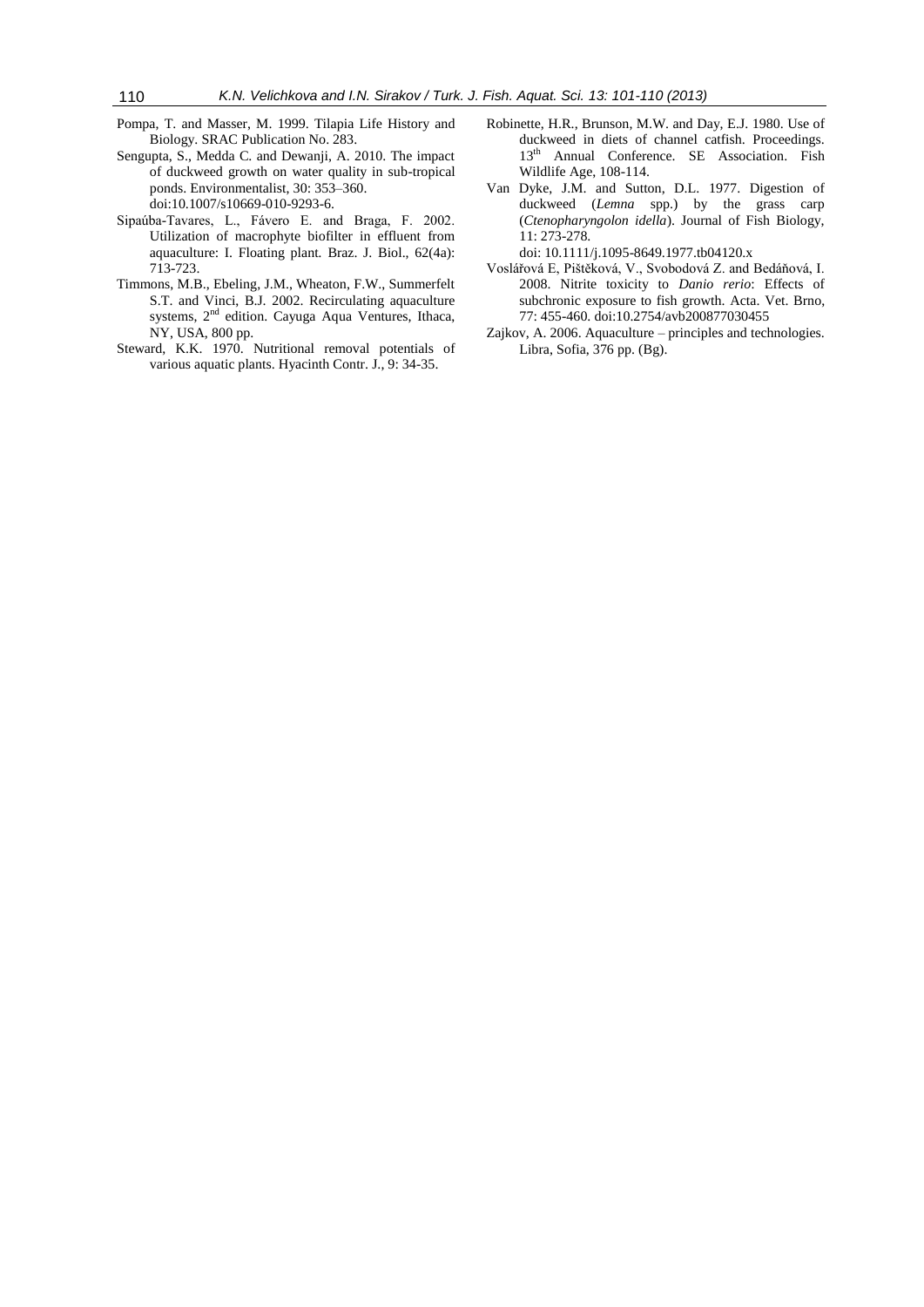Pompa, T. and Masser, M. 1999. Tilapia Life History and Biology. SRAC Publication No. 283.

Sengupta, S., Medda C. and Dewanji, A. 2010. The impact of duckweed growth on water quality in sub-tropical ponds. Environmentalist, 30: 353–360. doi:10.1007/s10669-010-9293-6.

Sipaúba-Tavares, L., Fávero E. and Braga, F. 2002. Utilization of macrophyte biofilter in effluent from aquaculture: I. Floating plant. Braz. J. Biol., 62(4a): 713-723.

Timmons, M.B., Ebeling, J.M., Wheaton, F.W., Summerfelt S.T. and Vinci, B.J. 2002. Recirculating aquaculture systems, 2nd edition. Cayuga Aqua Ventures, Ithaca, NY, USA, 800 pp.

Steward, K.K. 1970. Nutritional removal potentials of various aquatic plants. Hyacinth Contr. J., 9: 34-35.

Robinette, H.R., Brunson, M.W. and Day, E.J. 1980. Use of duckweed in diets of channel catfish. Proceedings. 13th Annual Conference. SE Association. Fish Wildlife Age, 108-114.

Van Dyke, J.M. and Sutton, D.L. 1977. Digestion of duckweed (*Lemna* spp.) by the grass carp (*Ctenopharyngolon idella*). Journal of Fish Biology, 11: 273-278. doi: 10.1111/j.1095-8649.1977.tb04120.x

Voslářová E, Pištěková, V., Svobodová Z. and Bedáňová, I. 2008. Nitrite toxicity to *Danio rerio*: Effects of subchronic exposure to fish growth. Acta. Vet. Brno, 77: 455-460. doi:10.2754/avb200877030455

Zajkov, A. 2006. Aquaculture – principles and technologies. Libra, Sofia, 376 pp. (Bg).